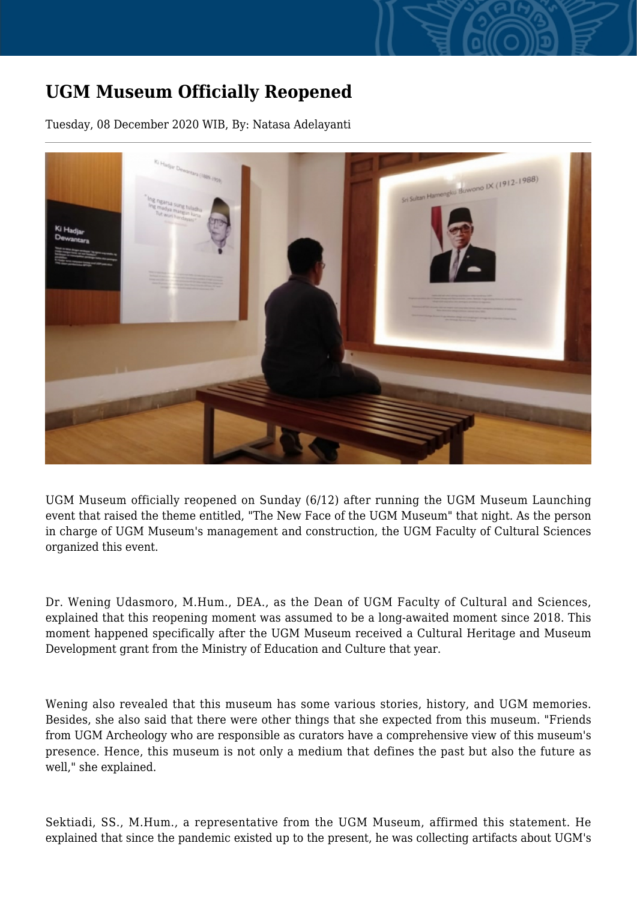# UGM Museum Officially Reopened

Tuesday, 08 December 2020 WIB, By: Natasa Adelayanti

UGM Museum officially reopened on Sunday (6/12) after running the UGM Museum Launching event that raised the theme entitled, "The New Face of the UGM Museum" that night. As the person in charge of UGM Museum's management and construction, the UGM Faculty of Cultural Sciences organized this event.

Dr. Wening Udasmoro, M.Hum., DEA., as the Dean of UGM Faculty of Cultural and Sciences, explained that this reopening moment was assumed to be a long-awaited moment since 2018. This moment happened specifically after the UGM Museum received a Cultural Heritage and Museum Development grant from the Ministry of Education and Culture that year.

Wening also revealed that this museum has some various stories, history, and UGM memories. Besides, she also said that there were other things that she expected from this museum. "Friends from UGM Archeology who are responsible as curators have a comprehensive view of this museum's presence. Hence, this museum is not only a medium that defines the past but also the future as well," she explained.

Sektiadi, SS., M.Hum., a representative from the UGM Museum, affirmed this statement. He explained that since the pandemic existed up to the present, he was collecting artifacts about UGM's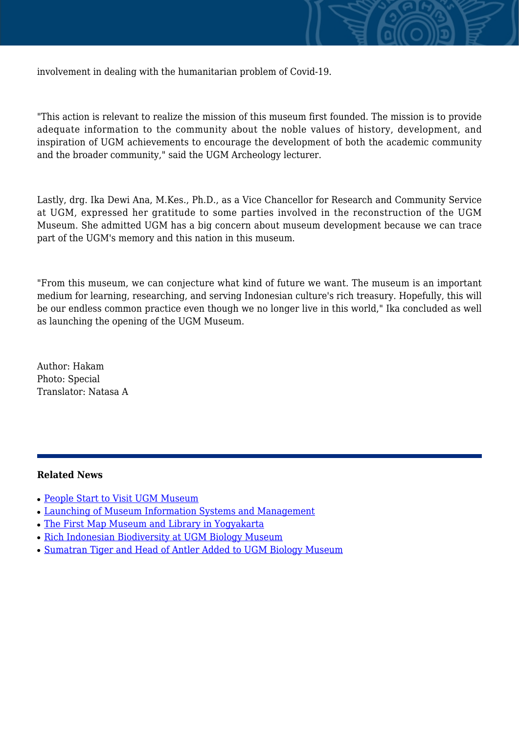involvement in dealing with the humanitarian problem of Covid-19.

"This action is relevant to realize the mission of this museum first founded. The mission is to provide adequate information to the community about the noble values of history, development, and inspiration of UGM achievements to encourage the development of both the academic community and the broader community," said the UGM Archeology lecturer.

Lastly, drg. Ika Dewi Ana, M.Kes., Ph.D., as a Vice Chancellor for Research and Community Service at UGM, expressed her gratitude to some parties involved in the reconstruction of the UGM Museum. She admitted UGM has a big concern about museum development because we can trace part of the UGM's memory and this nation in this museum.

"From this museum, we can conjecture what kind of future we want. The museum is an important medium for learning, researching, and serving Indonesian culture's rich treasury. Hopefully, this will be our endless common practice even though we no longer live in this world," Ika concluded as well as launching the opening of the UGM Museum.

Author: Hakam
Photo: Special
Translator: Natasa A

---

**Related News**

- People Start to Visit UGM Museum
- Launching of Museum Information Systems and Management
- The First Map Museum and Library in Yogyakarta
- Rich Indonesian Biodiversity at UGM Biology Museum
- Sumatran Tiger and Head of Antler Added to UGM Biology Museum